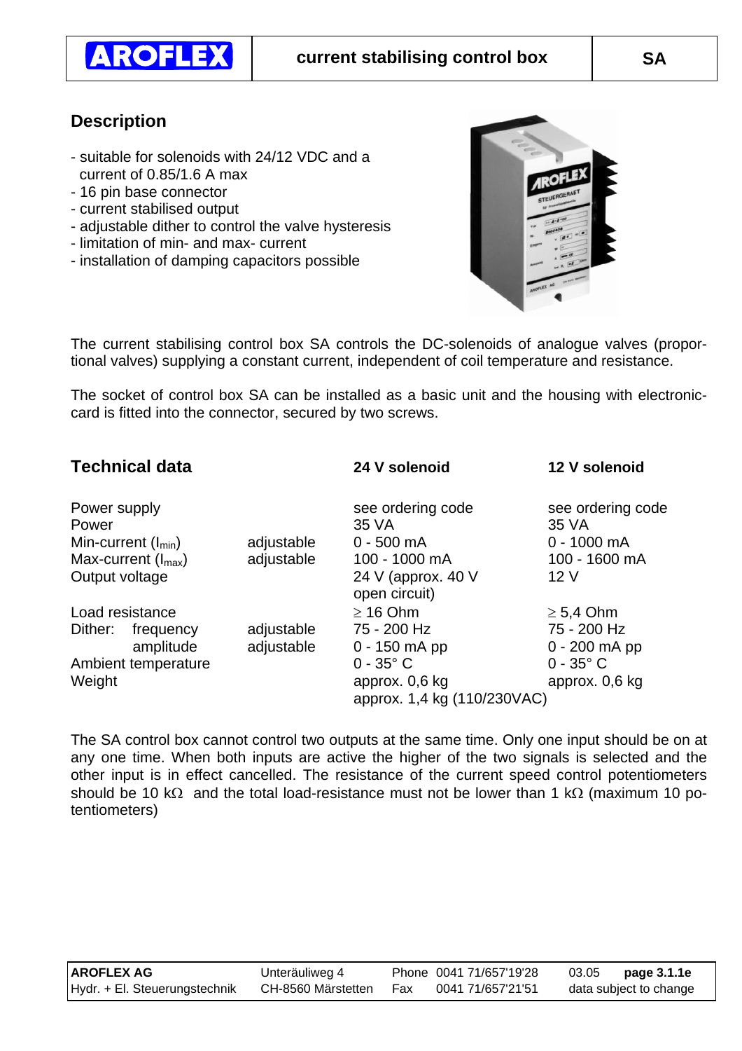| AROFLEX | current stabilising control box | SA |
|---|---|---|

## Description

- suitable for solenoids with 24/12 VDC and a current of 0.85/1.6 A max
- 16 pin base connector
- current stabilised output
- adjustable dither to control the valve hysteresis
- limitation of min- and max- current
- installation of damping capacitors possible

The current stabilising control box SA controls the DC-solenoids of analogue valves (proportional valves) supplying a constant current, independent of coil temperature and resistance.

The socket of control box SA can be installed as a basic unit and the housing with electronic-card is fitted into the connector, secured by two screws.

## Technical data

| | | 24 V solenoid | 12 V solenoid |
|---|---|---|---|
| Power supply | | see ordering code | see ordering code |
| Power | | 35 VA | 35 VA |
| Min-current ($I_{min}$) | adjustable | 0 - 500 mA | 0 - 1000 mA |
| Max-current ($I_{max}$) | adjustable | 100 - 1000 mA | 100 - 1600 mA |
| Output voltage | | 24 V (approx. 40 V open circuit) | 12 V |
| Load resistance | | ≥ 16 Ohm | ≥ 5,4 Ohm |
| Dither: frequency | adjustable | 75 - 200 Hz | 75 - 200 Hz |
| amplitude | adjustable | 0 - 150 mA pp | 0 - 200 mA pp |
| Ambient temperature | | 0 - 35° C | 0 - 35° C |
| Weight | | approx. 0,6 kg<br>approx. 1,4 kg (110/230VAC) | approx. 0,6 kg |

The SA control box cannot control two outputs at the same time. Only one input should be on at any one time. When both inputs are active the higher of the two signals is selected and the other input is in effect cancelled. The resistance of the current speed control potentiometers should be 10 kΩ and the total load-resistance must not be lower than 1 kΩ (maximum 10 potentiometers)

| AROFLEX AG | Unteräuliweg 4 | Phone 0041 71/657'19'28 | 03.05 page 3.1.1e |
|---|---|---|---|
| Hydr. + El. Steuerungstechnik | CH-8560 Märstetten | Fax 0041 71/657'21'51 | data subject to change |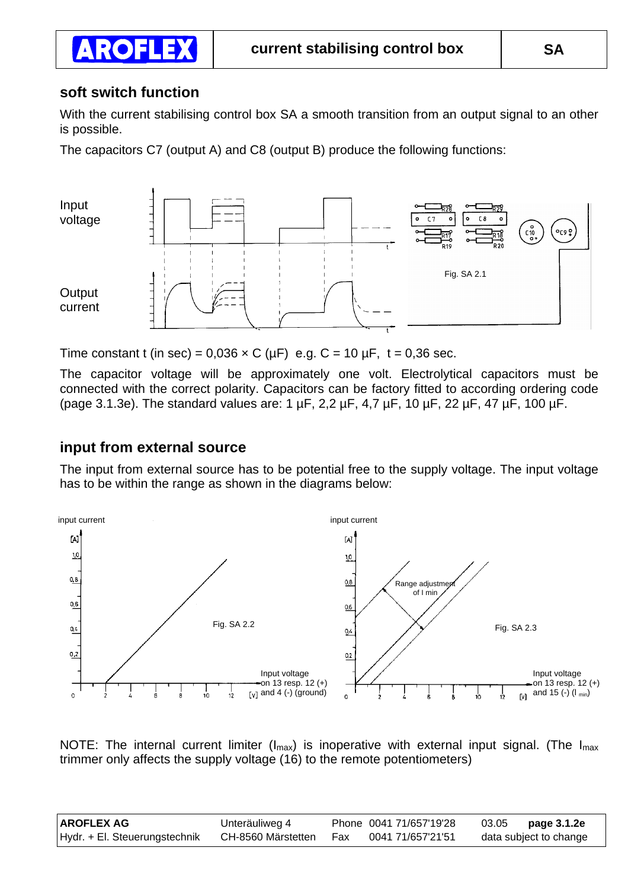## soft switch function

With the current stabilising control box SA a smooth transition from an output signal to an other is possible.

The capacitors C7 (output A) and C8 (output B) produce the following functions:

Fig. SA 2.1

Time constant t (in sec) = 0,036 × C (µF) e.g. C = 10 µF, t = 0,36 sec.

The capacitor voltage will be approximately one volt. Electrolytical capacitors must be connected with the correct polarity. Capacitors can be factory fitted to according ordering code (page 3.1.3e). The standard values are: 1 µF, 2,2 µF, 4,7 µF, 10 µF, 22 µF, 47 µF, 100 µF.

## input from external source

The input from external source has to be potential free to the supply voltage. The input voltage has to be within the range as shown in the diagrams below:

Fig. SA 2.2

Fig. SA 2.3

NOTE: The internal current limiter ($I_{max}$) is inoperative with external input signal. (The $I_{max}$ trimmer only affects the supply voltage (16) to the remote potentiometers)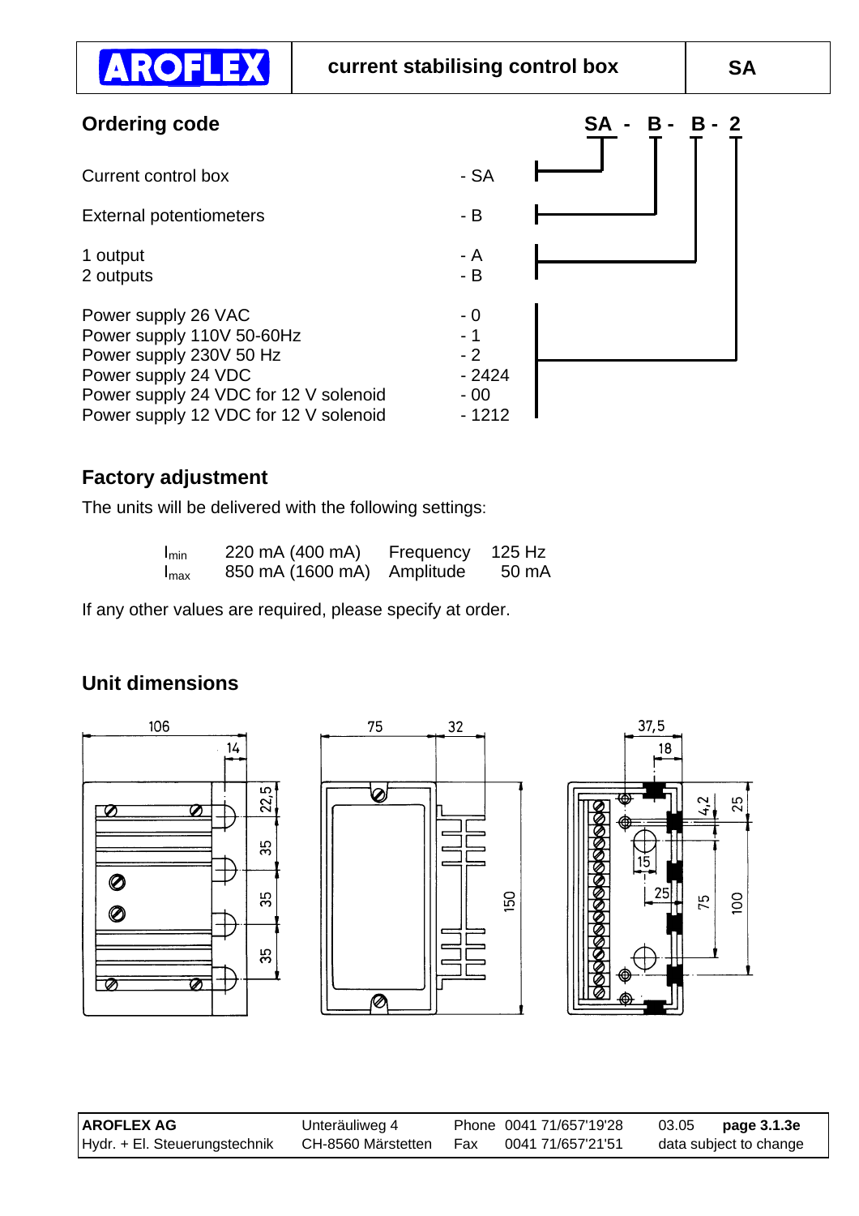| AROFLEX | current stabilising control box | SA |
|---|---|---|

## Ordering code

**SA - B - B - 2**

| | |
|---|---|
| Current control box | - SA |
| External potentiometers | - B |
| 1 output | - A |
| 2 outputs | - B |
| Power supply 26 VAC | - 0 |
| Power supply 110V 50-60Hz | - 1 |
| Power supply 230V 50 Hz | - 2 |
| Power supply 24 VDC | - 2424 |
| Power supply 24 VDC for 12 V solenoid | - 00 |
| Power supply 12 VDC for 12 V solenoid | - 1212 |

## Factory adjustment

The units will be delivered with the following settings:

| | | | |
|---|---|---|---|
| $I_{min}$ | 220 mA (400 mA) | Frequency | 125 Hz |
| $I_{max}$ | 850 mA (1600 mA) | Amplitude | 50 mA |

If any other values are required, please specify at order.

## Unit dimensions

106, 14, 22,5, 35, 35, 35 — 75, 32, 150 — 37,5, 18, 4,2, 25, 15, 25, 75, 100

| | | | |
|---|---|---|---|
| **AROFLEX AG** | Unteräuliweg 4 | Phone 0041 71/657'19'28 | 03.05 **page 3.1.3e** |
| Hydr. + El. Steuerungstechnik | CH-8560 Märstetten | Fax 0041 71/657'21'51 | data subject to change |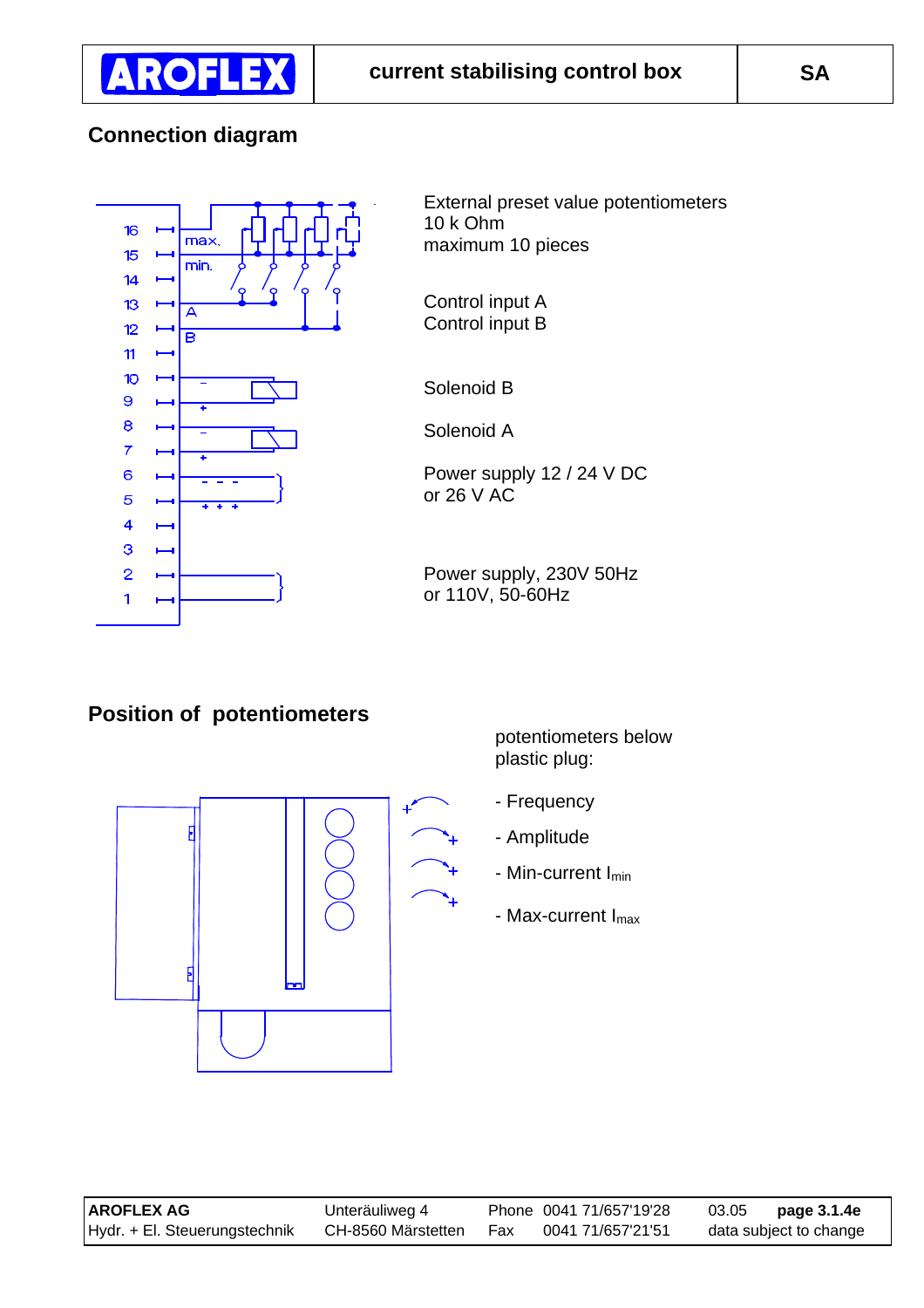## Connection diagram

16
15
14
13
12
11
10
9
8
7
6
5
4
3
2
1

max.
min.
A
B

External preset value potentiometers
10 k Ohm
maximum 10 pieces

Control input A
Control input B

Solenoid B

Solenoid A

Power supply 12 / 24 V DC
or 26 V AC

Power supply, 230V 50Hz
or 110V, 50-60Hz

## Position of potentiometers

potentiometers below
plastic plug:

- Frequency
- Amplitude
- Min-current $I_{min}$
- Max-current $I_{max}$